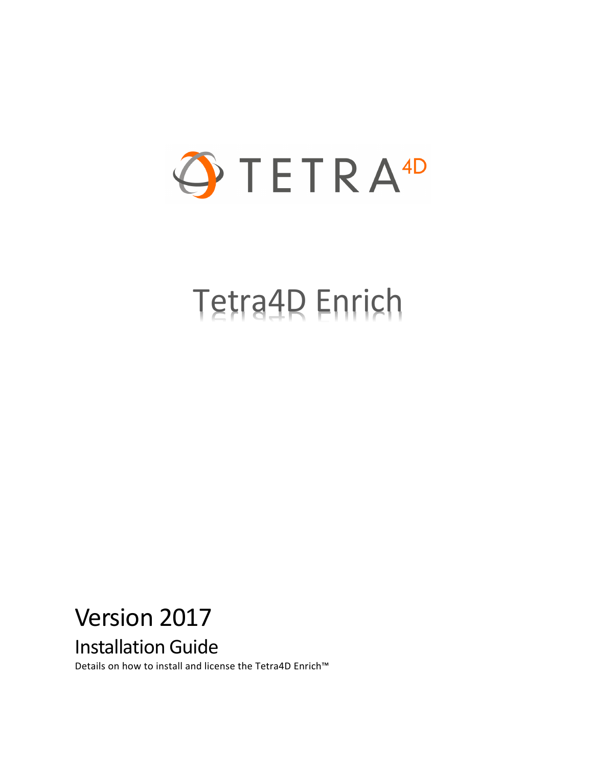TETRA 4D

# Tetra4D Enrich

## Version 2017

### Installation Guide

Details on how to install and license the Tetra4D Enrich™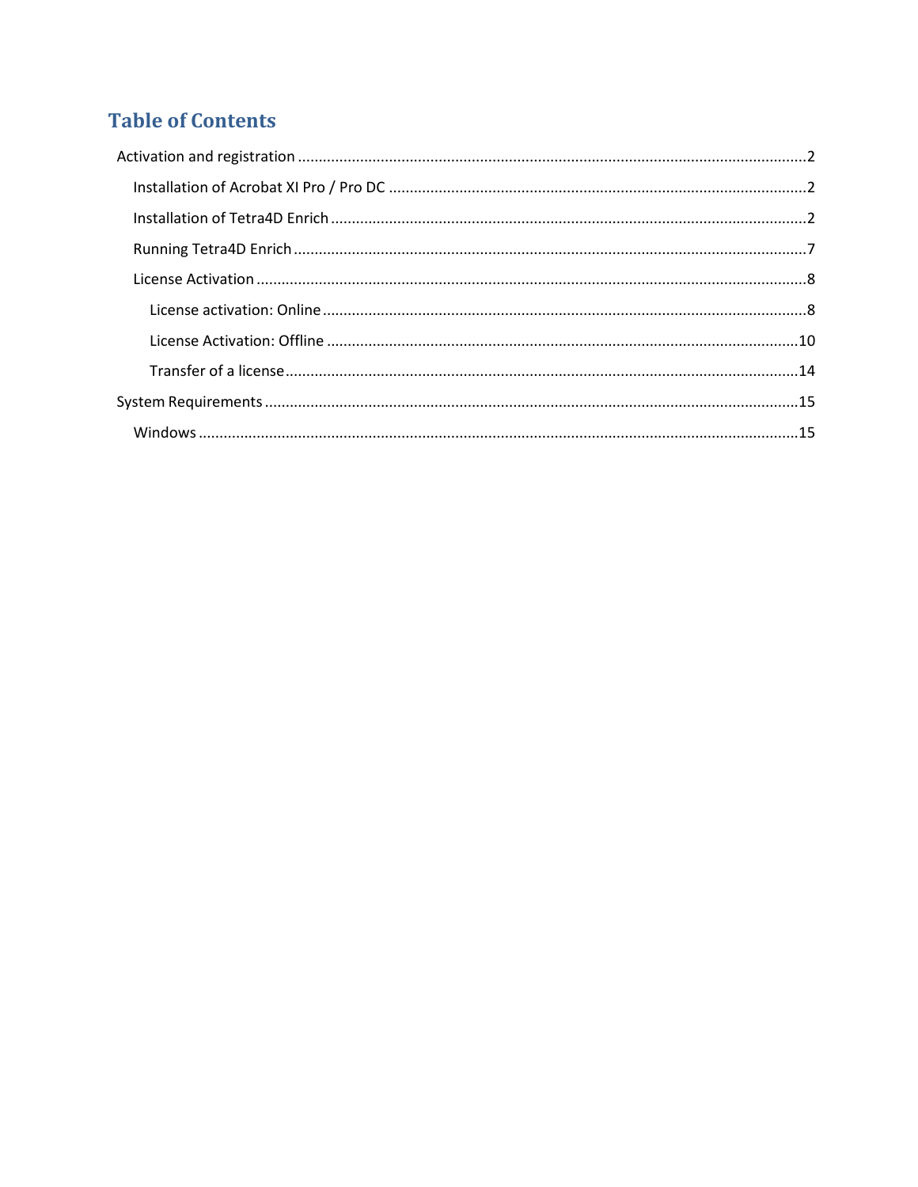# Table of Contents

- Activation and registration ........................................................................................................................2
  - Installation of Acrobat XI Pro / Pro DC ..................................................................................................2
  - Installation of Tetra4D Enrich ................................................................................................................2
  - Running Tetra4D Enrich .........................................................................................................................7
  - License Activation ..................................................................................................................................8
    - License activation: Online ..................................................................................................................8
    - License Activation: Offline ................................................................................................................10
    - Transfer of a license ..........................................................................................................................14
- System Requirements ...............................................................................................................................15
  - Windows ..............................................................................................................................................15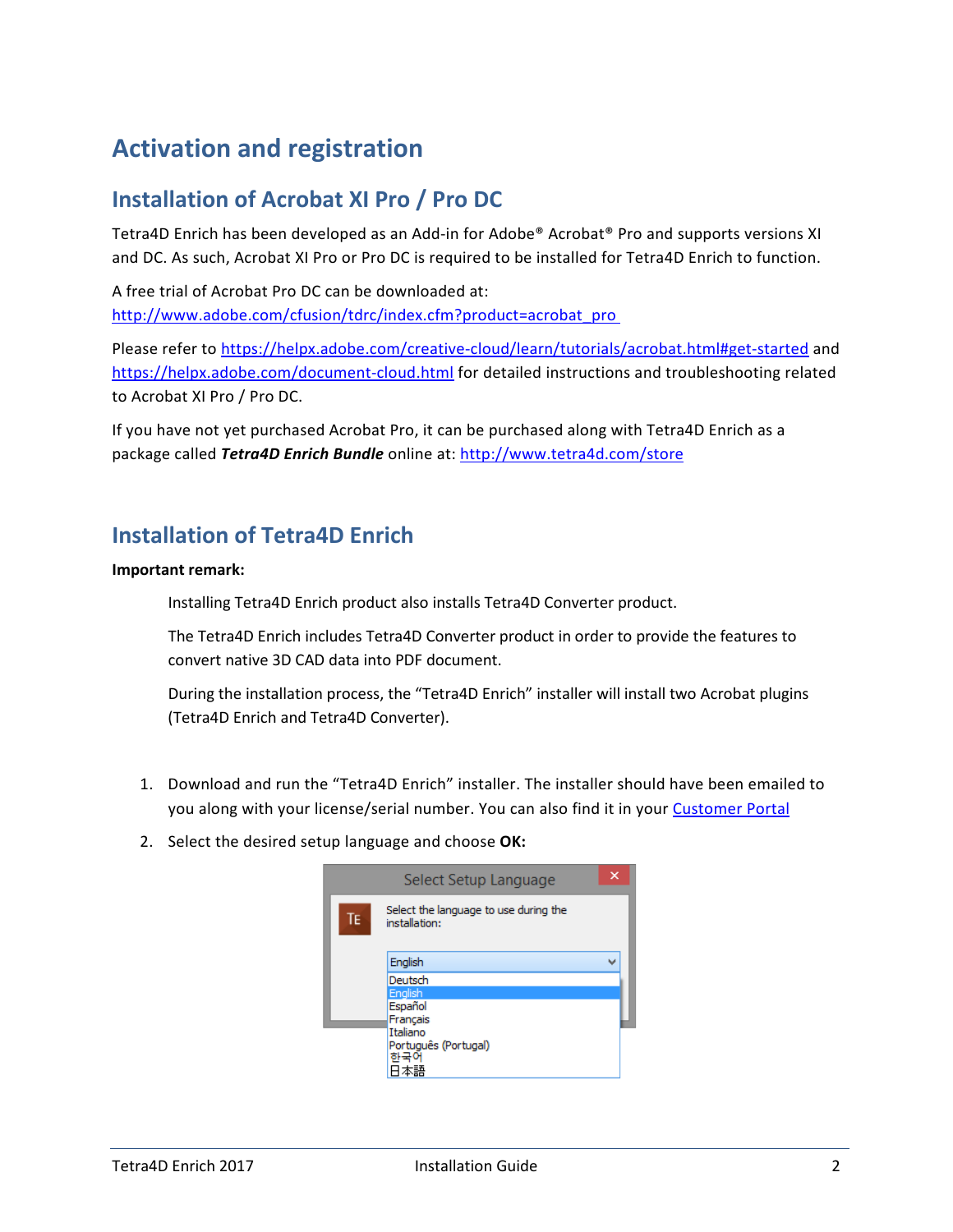# Activation and registration

## Installation of Acrobat XI Pro / Pro DC

Tetra4D Enrich has been developed as an Add-in for Adobe® Acrobat® Pro and supports versions XI and DC. As such, Acrobat XI Pro or Pro DC is required to be installed for Tetra4D Enrich to function.

A free trial of Acrobat Pro DC can be downloaded at:
http://www.adobe.com/cfusion/tdrc/index.cfm?product=acrobat_pro

Please refer to https://helpx.adobe.com/creative-cloud/learn/tutorials/acrobat.html#get-started and https://helpx.adobe.com/document-cloud.html for detailed instructions and troubleshooting related to Acrobat XI Pro / Pro DC.

If you have not yet purchased Acrobat Pro, it can be purchased along with Tetra4D Enrich as a package called ***Tetra4D Enrich Bundle*** online at: http://www.tetra4d.com/store

## Installation of Tetra4D Enrich

**Important remark:**

Installing Tetra4D Enrich product also installs Tetra4D Converter product.

The Tetra4D Enrich includes Tetra4D Converter product in order to provide the features to convert native 3D CAD data into PDF document.

During the installation process, the "Tetra4D Enrich" installer will install two Acrobat plugins (Tetra4D Enrich and Tetra4D Converter).

1. Download and run the "Tetra4D Enrich" installer. The installer should have been emailed to you along with your license/serial number. You can also find it in your Customer Portal
2. Select the desired setup language and choose **OK:**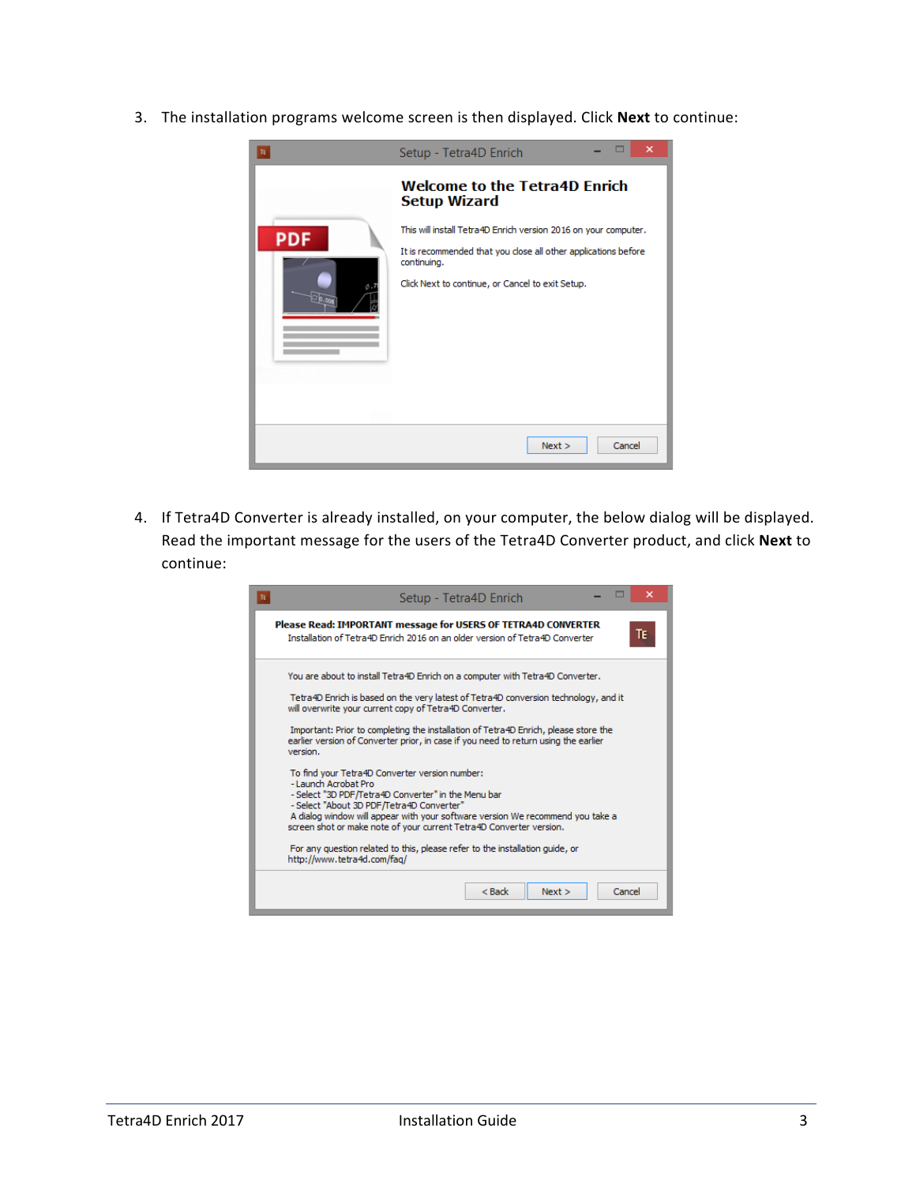3. The installation programs welcome screen is then displayed. Click **Next** to continue:

4. If Tetra4D Converter is already installed, on your computer, the below dialog will be displayed. Read the important message for the users of the Tetra4D Converter product, and click **Next** to continue: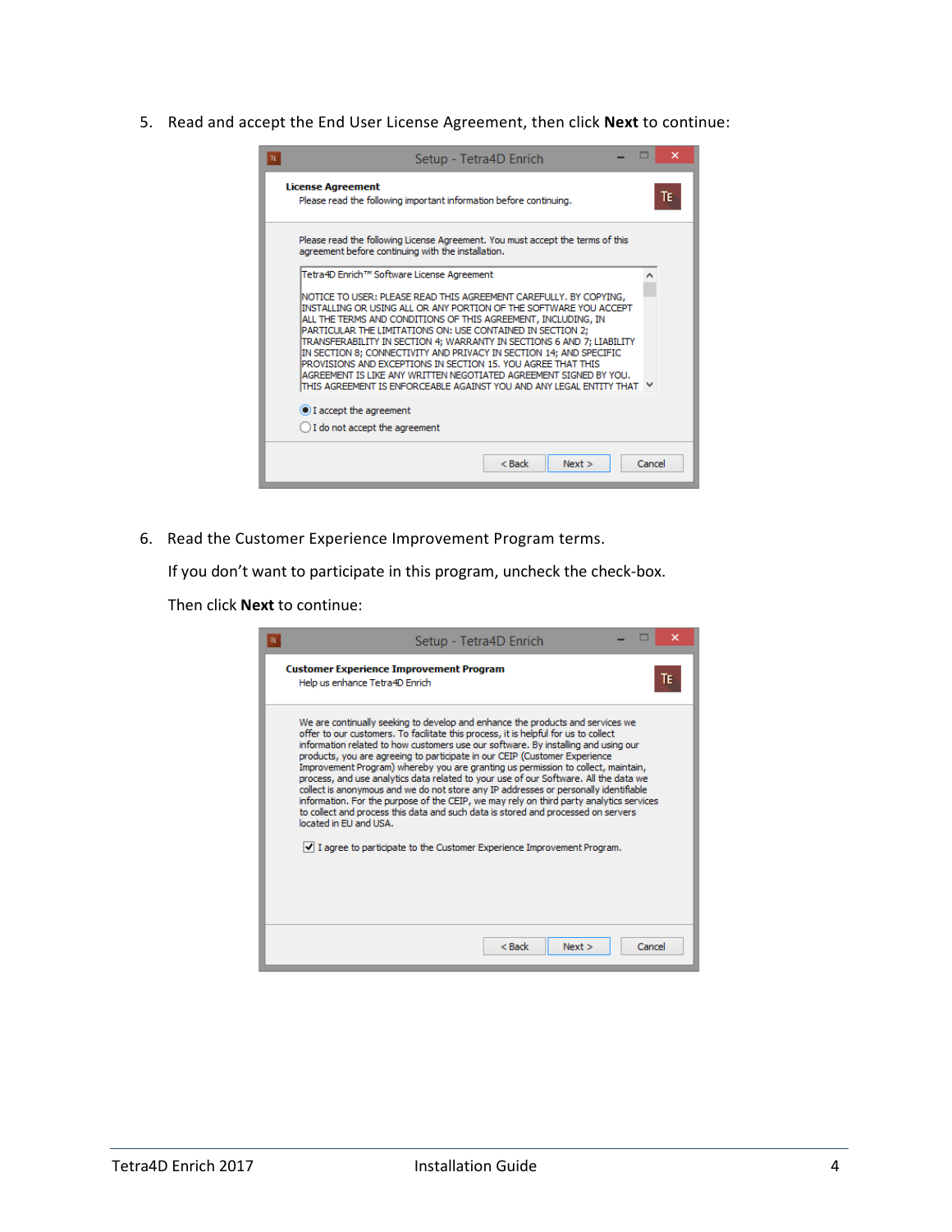5. Read and accept the End User License Agreement, then click **Next** to continue:

6. Read the Customer Experience Improvement Program terms.

   If you don't want to participate in this program, uncheck the check-box.

   Then click **Next** to continue: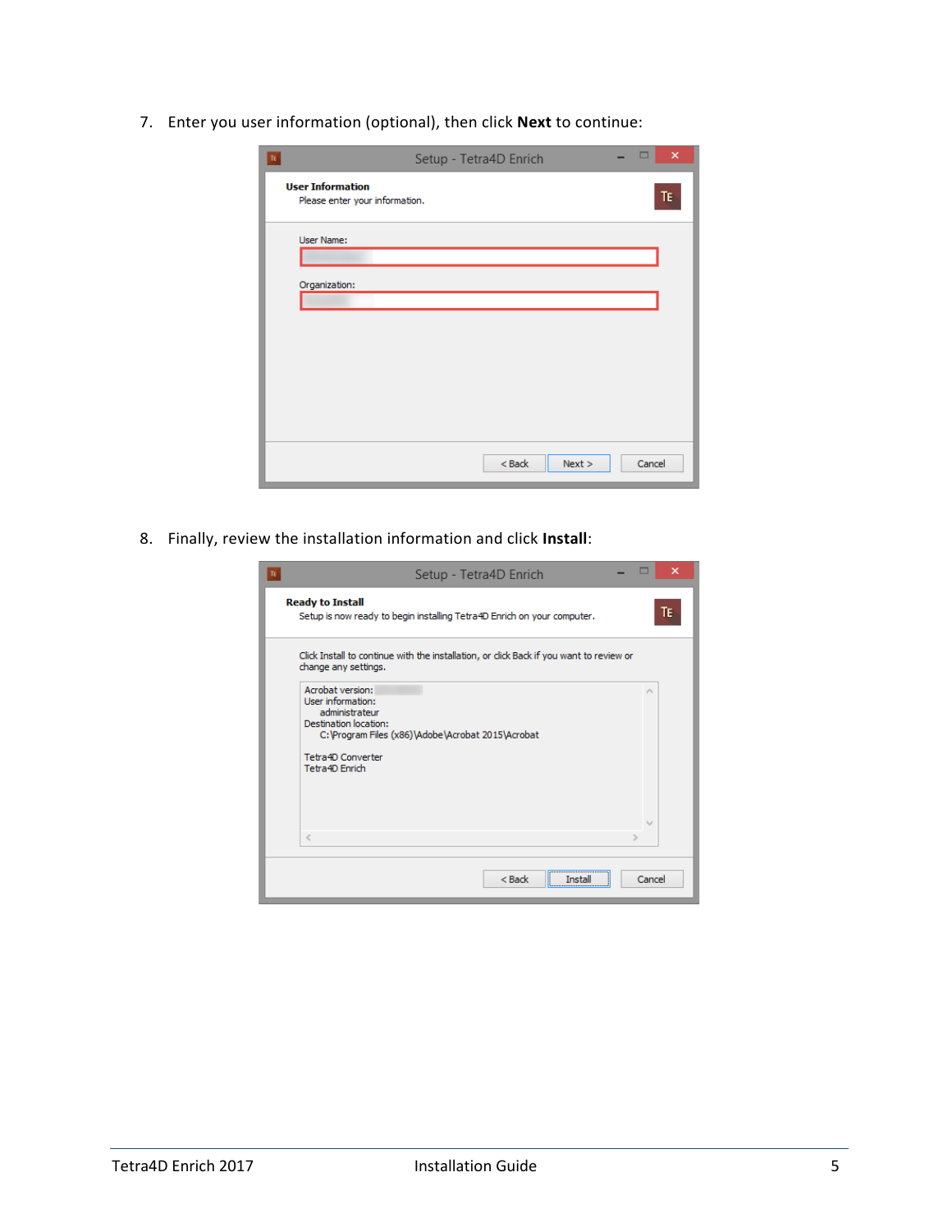7. Enter you user information (optional), then click **Next** to continue:

8. Finally, review the installation information and click **Install**: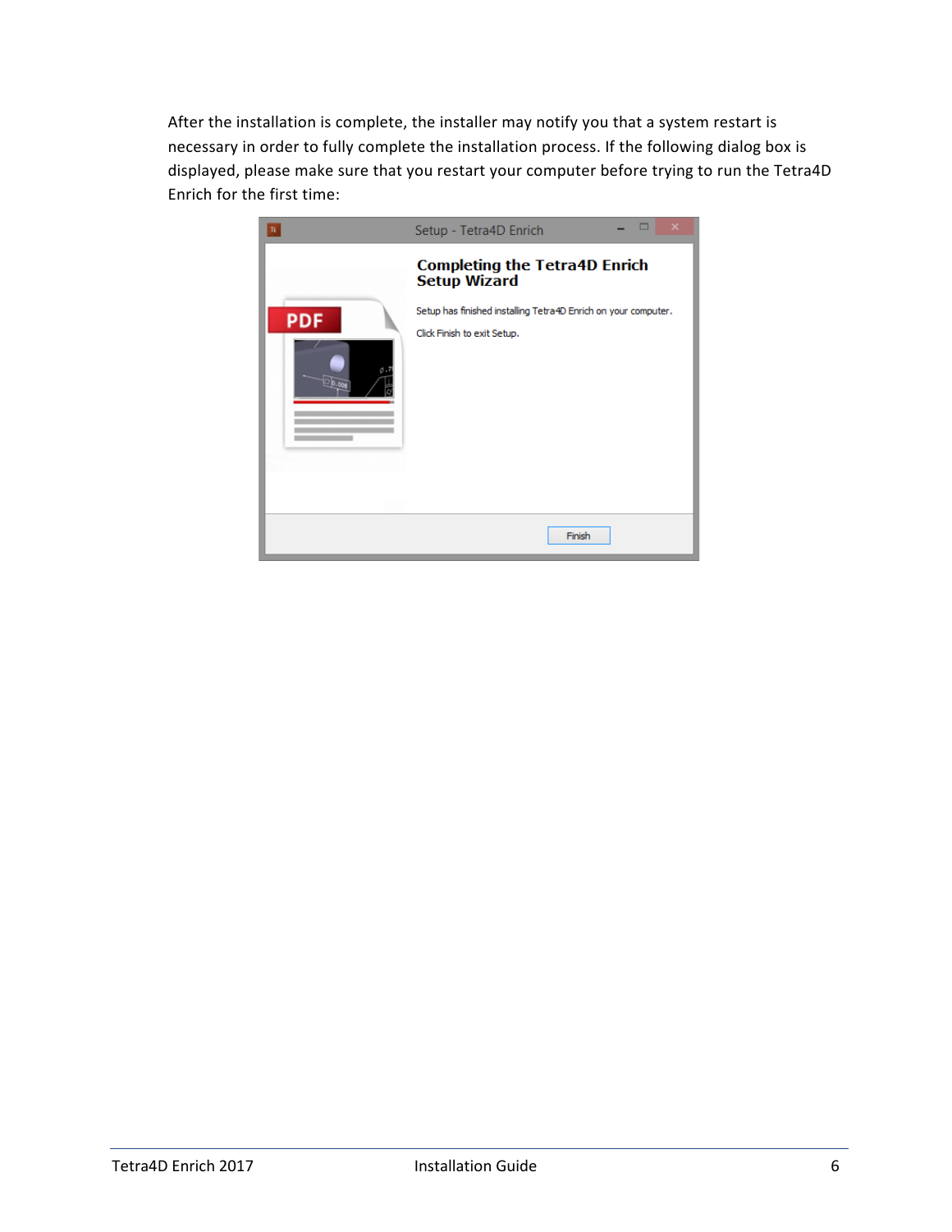After the installation is complete, the installer may notify you that a system restart is necessary in order to fully complete the installation process. If the following dialog box is displayed, please make sure that you restart your computer before trying to run the Tetra4D Enrich for the first time: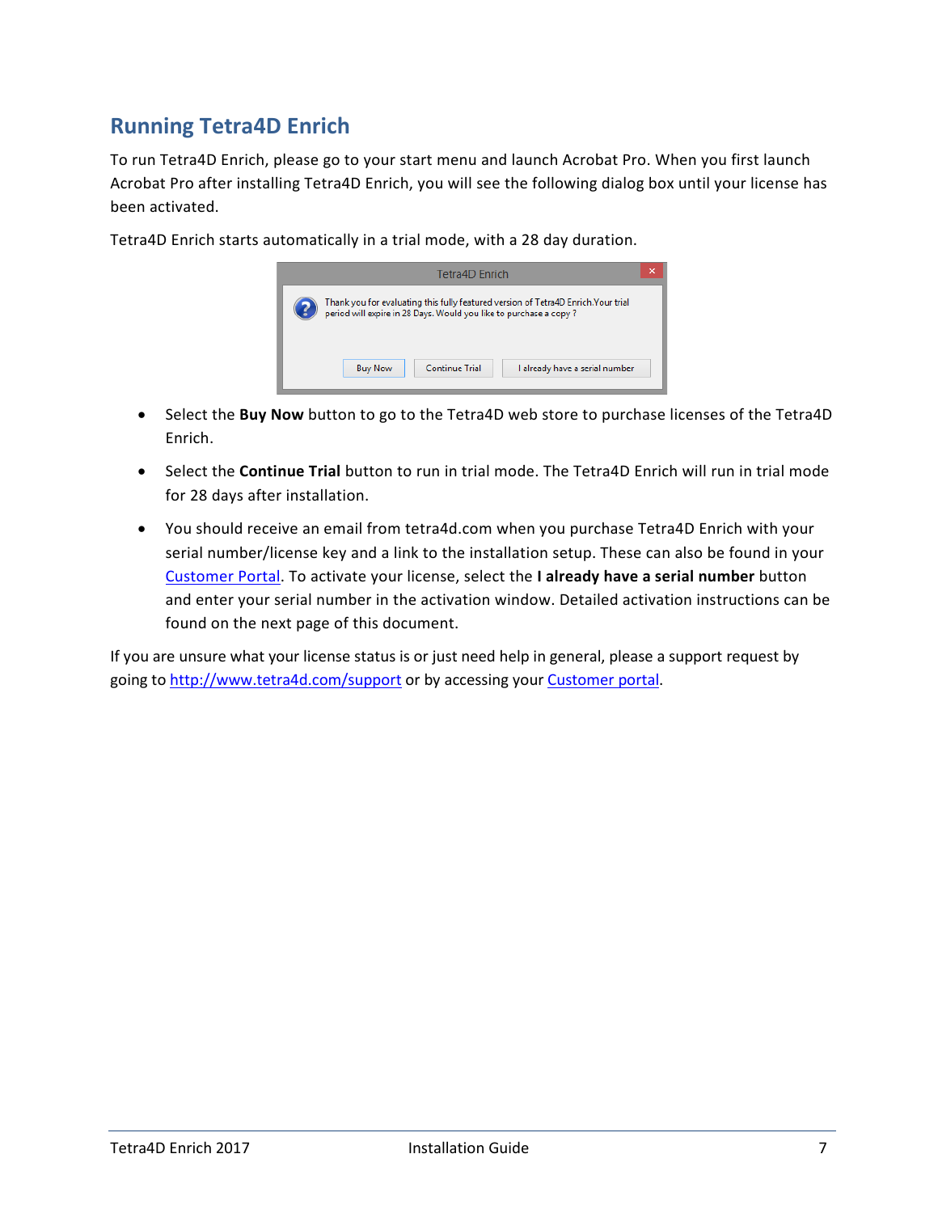## Running Tetra4D Enrich

To run Tetra4D Enrich, please go to your start menu and launch Acrobat Pro. When you first launch Acrobat Pro after installing Tetra4D Enrich, you will see the following dialog box until your license has been activated.

Tetra4D Enrich starts automatically in a trial mode, with a 28 day duration.

- Select the **Buy Now** button to go to the Tetra4D web store to purchase licenses of the Tetra4D Enrich.
- Select the **Continue Trial** button to run in trial mode. The Tetra4D Enrich will run in trial mode for 28 days after installation.
- You should receive an email from tetra4d.com when you purchase Tetra4D Enrich with your serial number/license key and a link to the installation setup. These can also be found in your Customer Portal. To activate your license, select the **I already have a serial number** button and enter your serial number in the activation window. Detailed activation instructions can be found on the next page of this document.

If you are unsure what your license status is or just need help in general, please a support request by going to http://www.tetra4d.com/support or by accessing your Customer portal.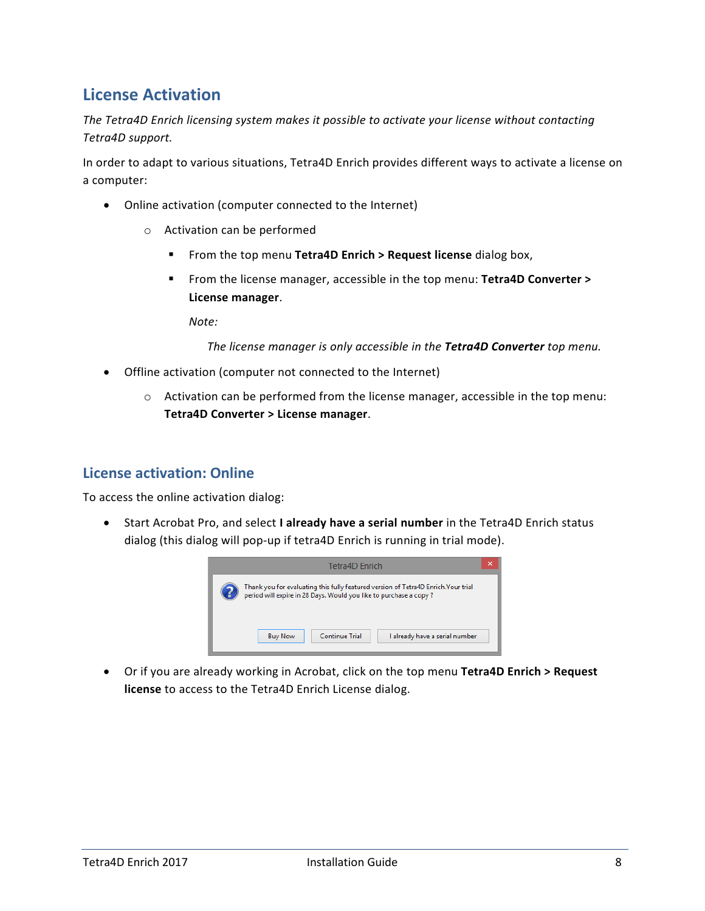## License Activation

*The Tetra4D Enrich licensing system makes it possible to activate your license without contacting Tetra4D support.*

In order to adapt to various situations, Tetra4D Enrich provides different ways to activate a license on a computer:

- Online activation (computer connected to the Internet)
  - Activation can be performed
    - From the top menu **Tetra4D Enrich > Request license** dialog box,
    - From the license manager, accessible in the top menu: **Tetra4D Converter > License manager**.

      *Note:*

      *The license manager is only accessible in the* ***Tetra4D Converter*** *top menu.*
- Offline activation (computer not connected to the Internet)
  - Activation can be performed from the license manager, accessible in the top menu: **Tetra4D Converter > License manager**.

### License activation: Online

To access the online activation dialog:

- Start Acrobat Pro, and select **I already have a serial number** in the Tetra4D Enrich status dialog (this dialog will pop-up if tetra4D Enrich is running in trial mode).
- Or if you are already working in Acrobat, click on the top menu **Tetra4D Enrich > Request license** to access to the Tetra4D Enrich License dialog.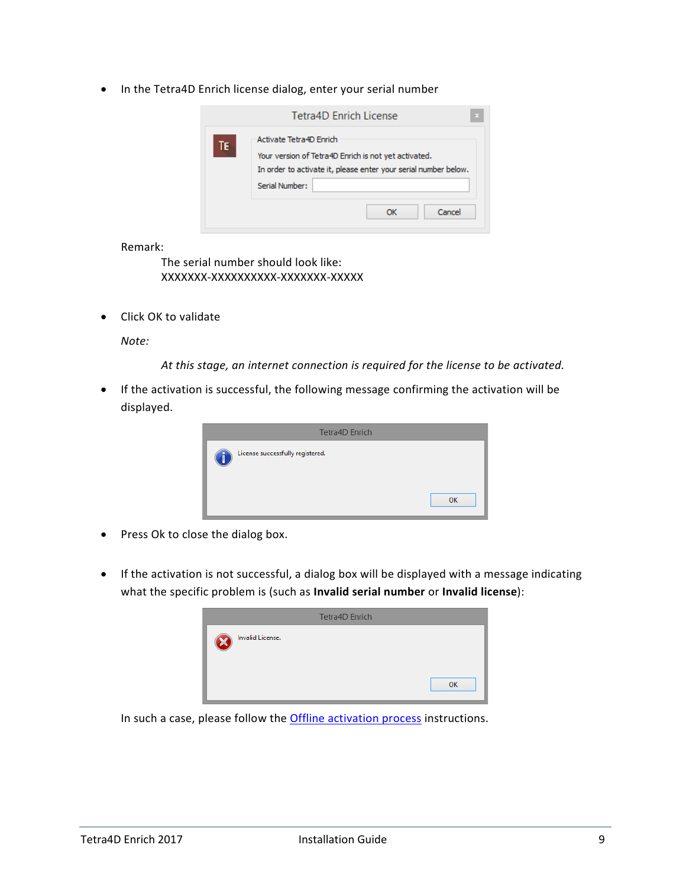- In the Tetra4D Enrich license dialog, enter your serial number

  Remark:

  The serial number should look like:
  XXXXXXX-XXXXXXXXXX-XXXXXXX-XXXXX

- Click OK to validate

  *Note:*

  *At this stage, an internet connection is required for the license to be activated.*

- If the activation is successful, the following message confirming the activation will be displayed.

- Press Ok to close the dialog box.

- If the activation is not successful, a dialog box will be displayed with a message indicating what the specific problem is (such as **Invalid serial number** or **Invalid license**):

In such a case, please follow the Offline activation process instructions.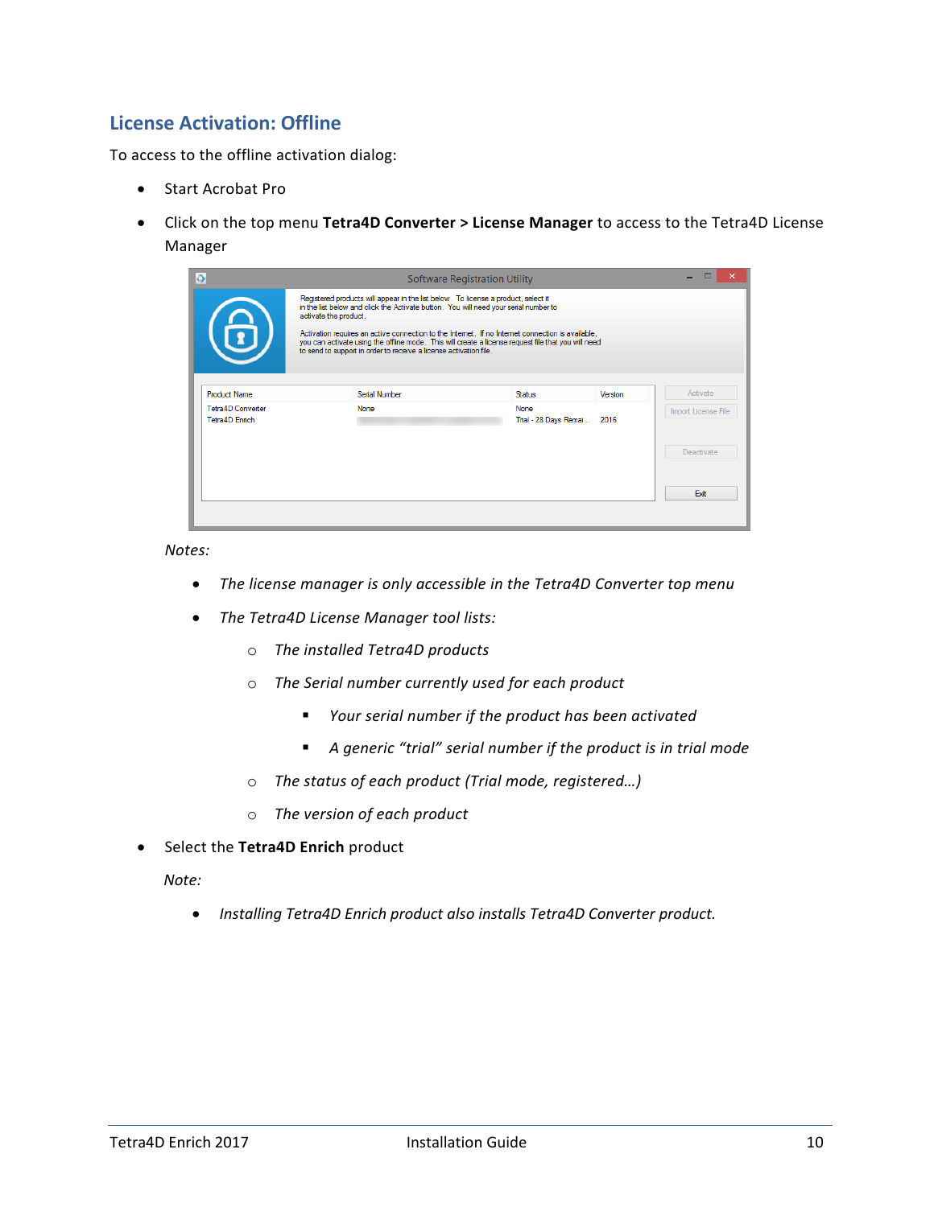## License Activation: Offline

To access to the offline activation dialog:

- Start Acrobat Pro
- Click on the top menu **Tetra4D Converter > License Manager** to access to the Tetra4D License Manager

  *Notes:*

  - *The license manager is only accessible in the Tetra4D Converter top menu*
  - *The Tetra4D License Manager tool lists:*
    - *The installed Tetra4D products*
    - *The Serial number currently used for each product*
      - *Your serial number if the product has been activated*
      - *A generic "trial" serial number if the product is in trial mode*
    - *The status of each product (Trial mode, registered…)*
    - *The version of each product*
- Select the **Tetra4D Enrich** product

  *Note:*

  - *Installing Tetra4D Enrich product also installs Tetra4D Converter product.*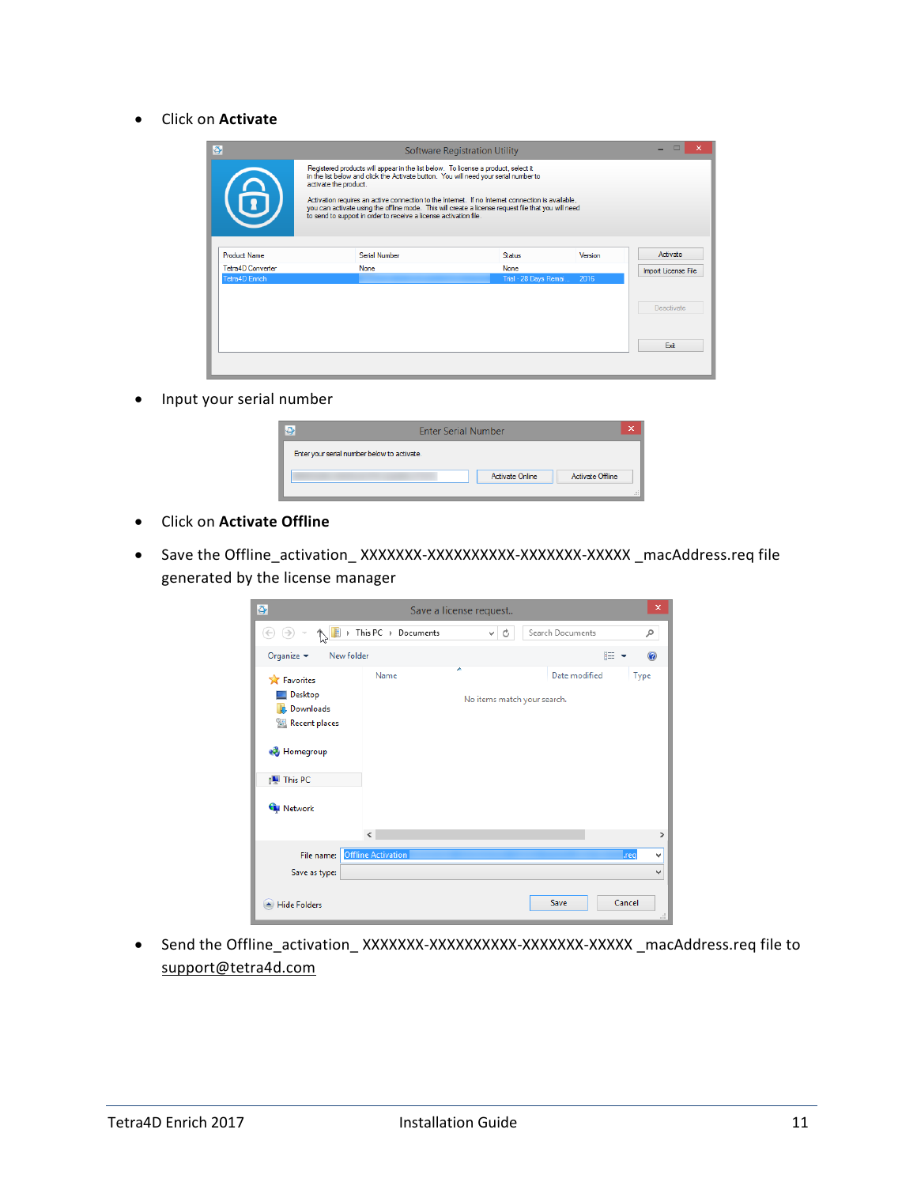- Click on **Activate**

- Input your serial number

- Click on **Activate Offline**

- Save the Offline_activation_ XXXXXXX-XXXXXXXXXX-XXXXXXX-XXXXX _macAddress.req file generated by the license manager

- Send the Offline_activation_ XXXXXXX-XXXXXXXXXX-XXXXXXX-XXXXX _macAddress.req file to support@tetra4d.com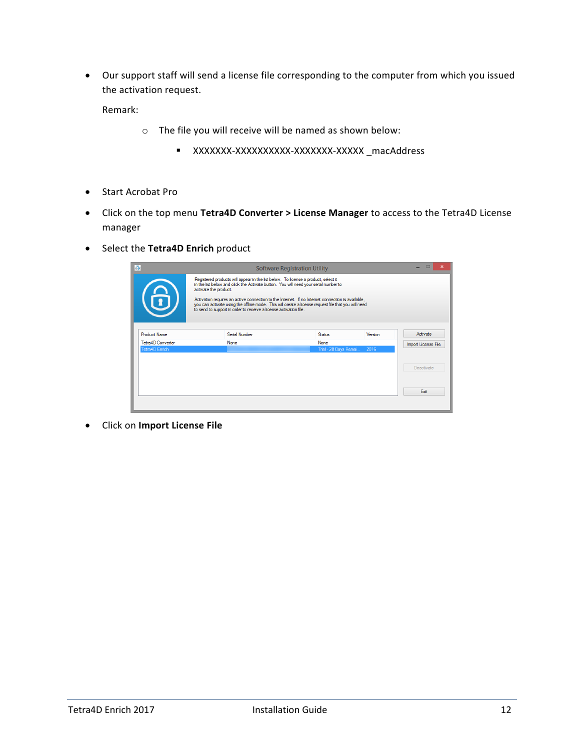- Our support staff will send a license file corresponding to the computer from which you issued the activation request.

  Remark:

  - The file you will receive will be named as shown below:
    - XXXXXXX-XXXXXXXXXX-XXXXXXX-XXXXX _macAddress

- Start Acrobat Pro
- Click on the top menu **Tetra4D Converter > License Manager** to access to the Tetra4D License manager
- Select the **Tetra4D Enrich** product
- Click on **Import License File**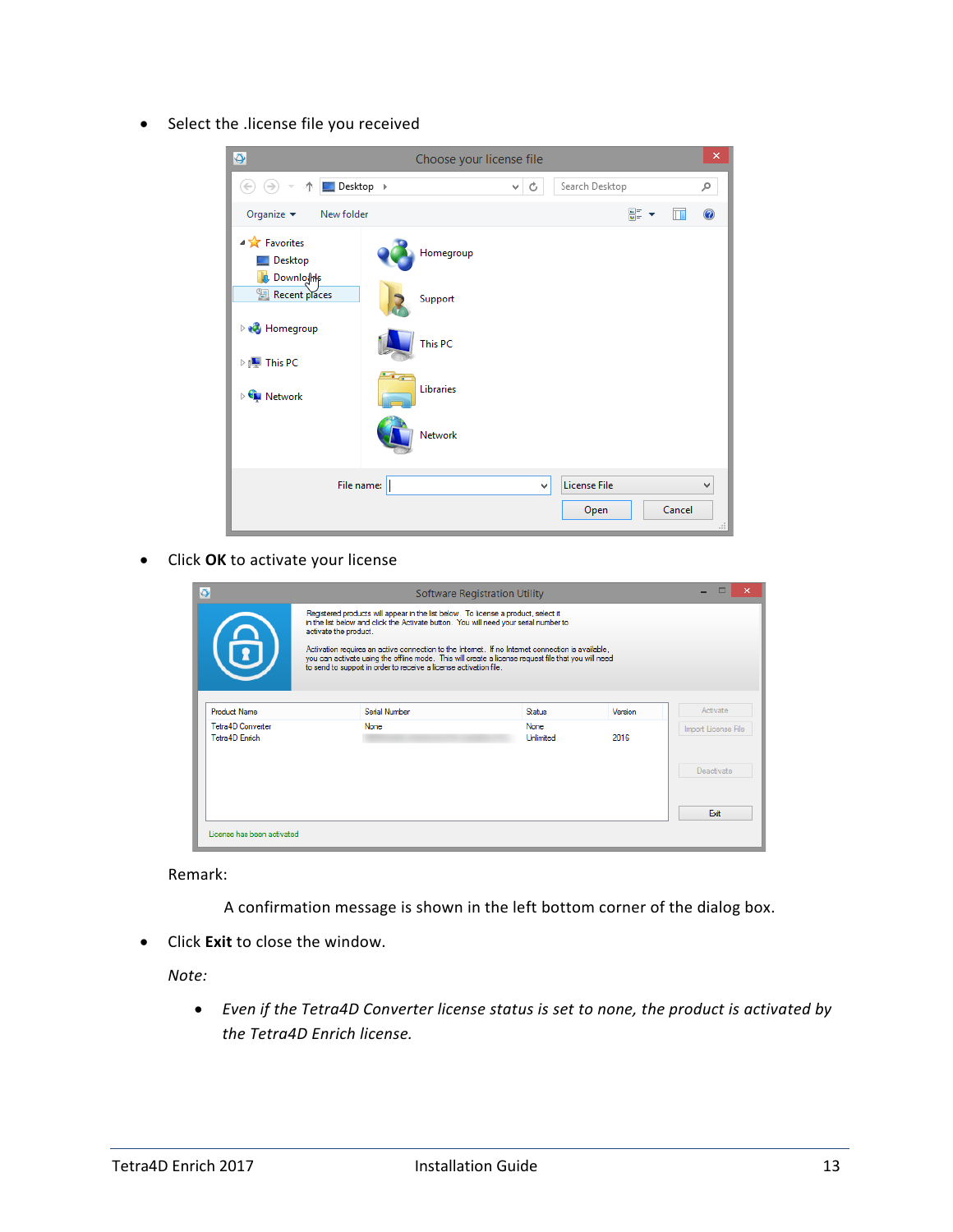- Select the .license file you received

- Click **OK** to activate your license

Remark:

A confirmation message is shown in the left bottom corner of the dialog box.

- Click **Exit** to close the window.

*Note:*

- *Even if the Tetra4D Converter license status is set to none, the product is activated by the Tetra4D Enrich license.*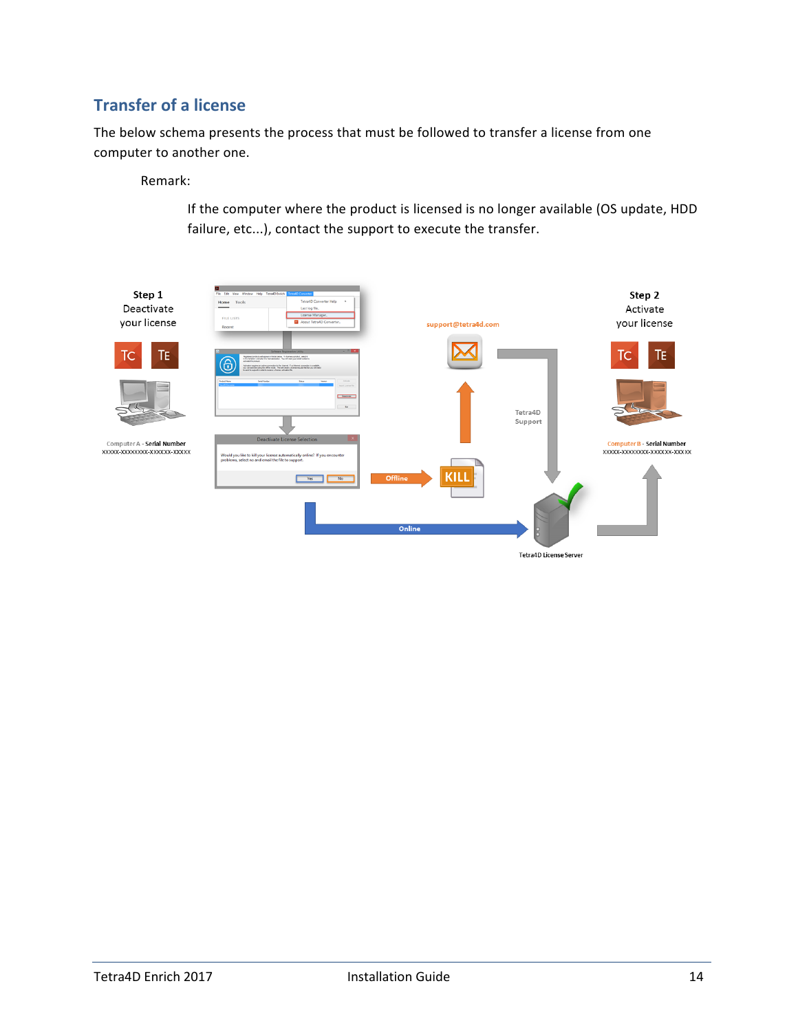## Transfer of a license

The below schema presents the process that must be followed to transfer a license from one computer to another one.

Remark:

If the computer where the product is licensed is no longer available (OS update, HDD failure, etc...), contact the support to execute the transfer.

**Step 1**
Deactivate your license

**Step 2**
Activate your license

support@tetra4d.com

Tetra4D Support

Computer A - **Serial Number**
XXXXX-XXXXXXXX-XXXXXX-XXXXX

Computer B - **Serial Number**
XXXXX-XXXXXXXX-XXXXXX-XXXXX

Offline

KILL

Online

Tetra4D License Server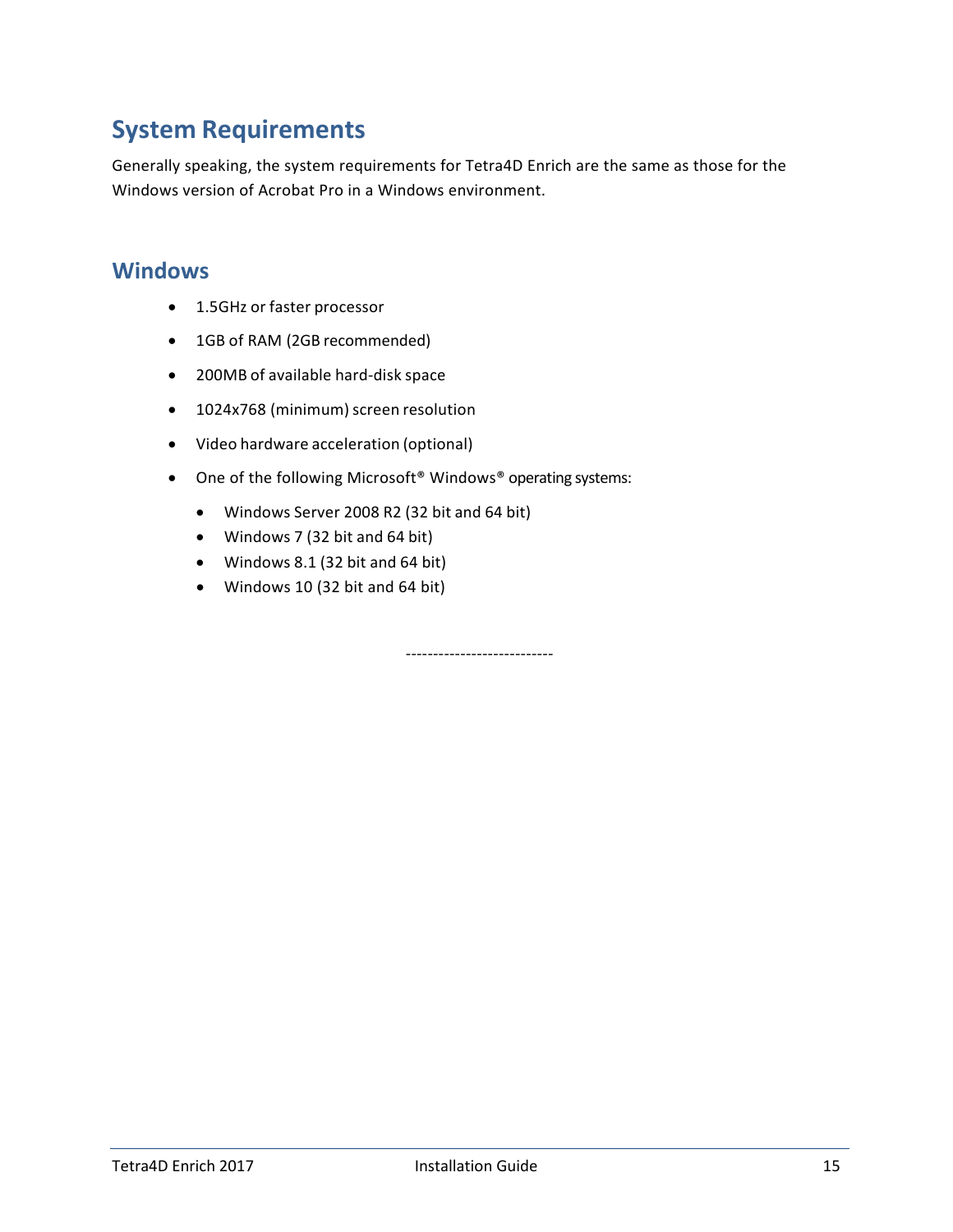# System Requirements

Generally speaking, the system requirements for Tetra4D Enrich are the same as those for the Windows version of Acrobat Pro in a Windows environment.

## Windows

- 1.5GHz or faster processor
- 1GB of RAM (2GB recommended)
- 200MB of available hard-disk space
- 1024x768 (minimum) screen resolution
- Video hardware acceleration (optional)
- One of the following Microsoft® Windows® operating systems:
  - Windows Server 2008 R2 (32 bit and 64 bit)
  - Windows 7 (32 bit and 64 bit)
  - Windows 8.1 (32 bit and 64 bit)
  - Windows 10 (32 bit and 64 bit)

---------------------------